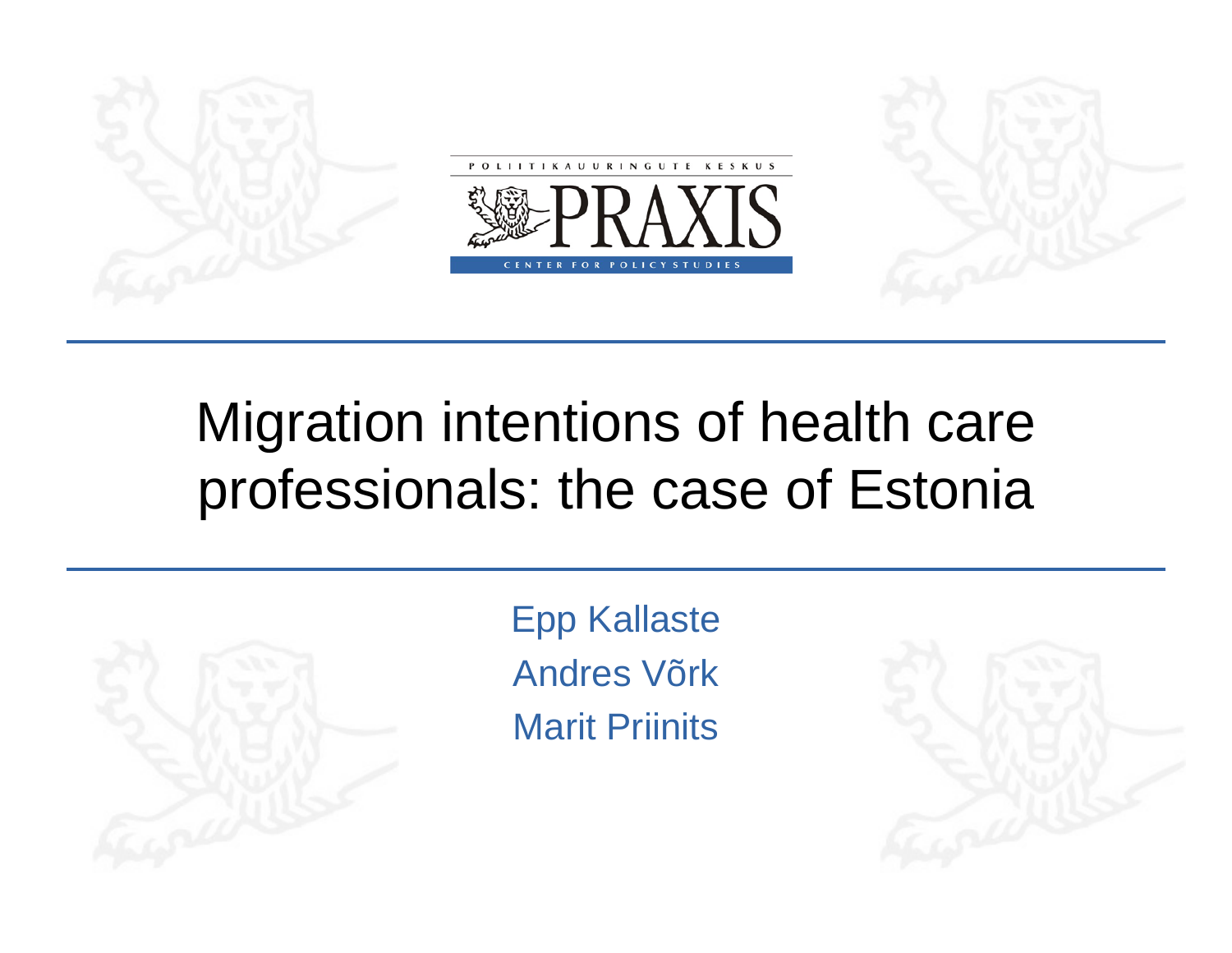POLIITIKAUURINGUTE KESKUS

PRAXIS

CENTER FOR POLICY STUDIES

# Migration intentions of health care professionals: the case of Estonia

Epp Kallaste

Andres Võrk

Marit Priinits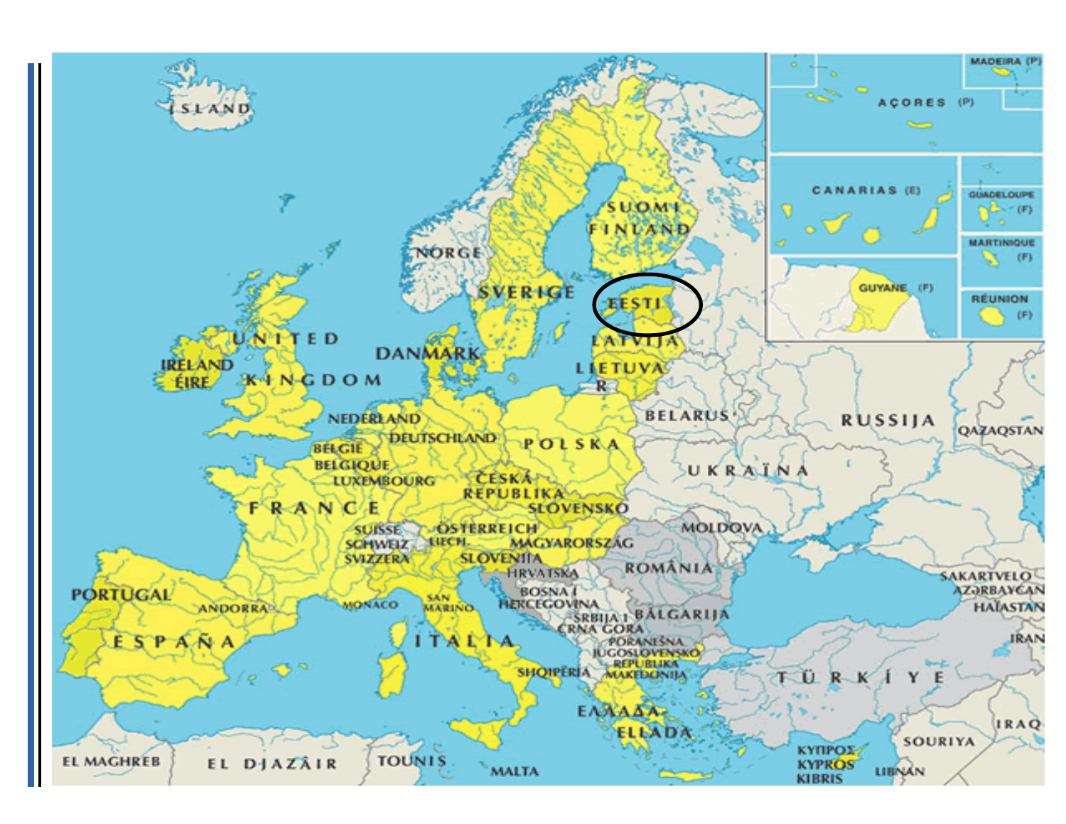ÍSLAND

SUOMI FINLAND

NORGE

SVERIGE

EESTI

LATVIJA

LIETUVA

UNITED KINGDOM

IRELAND ÉIRE

DANMARK

NEDERLAND

DEUTSCHLAND

POLSKA

BELARUS

RUSSIJA

QAZAQSTAN

BELGIË BELGIQUE

LUXEMBOURG

ČESKÁ REPUBLIKA

UKRAÏNA

FRANCE

SLOVENSKO

SUISSE SCHWEIZ SVIZZERA

LIECH.

ÖSTERREICH

MAGYARORSZÁG

MOLDOVA

SLOVENIJA

HRVATSKA

ROMÂNIA

PORTUGAL

ANDORRA

MONACO

SAN MARINO

BOSNA I HERCEGOVINA

SRBIJA I CRNA GORA

BĂLGARIJA

SAKARTVELO

AZƏRBAYCAN

HAÏASTAN

ESPAÑA

ITALIA

PORANEŠNA JUGOSLOVENSKO REPUBLIKA MAKEDONIJA

SHQIPËRIA

IRAN

TÜRKİYE

ΕΛΛΑΔΑ ELLADA

IRAQ

SOURIYA

ΚΥΠΡΟΣ KYPROS KIBRIS

LIBNAN

EL MAGHREB

EL DJAZÂIR

TOUNIS

MALTA

MADEIRA (P)

AÇORES (P)

CANARIAS (E)

GUADELOUPE (F)

MARTINIQUE (F)

GUYANE (F)

RÉUNION (F)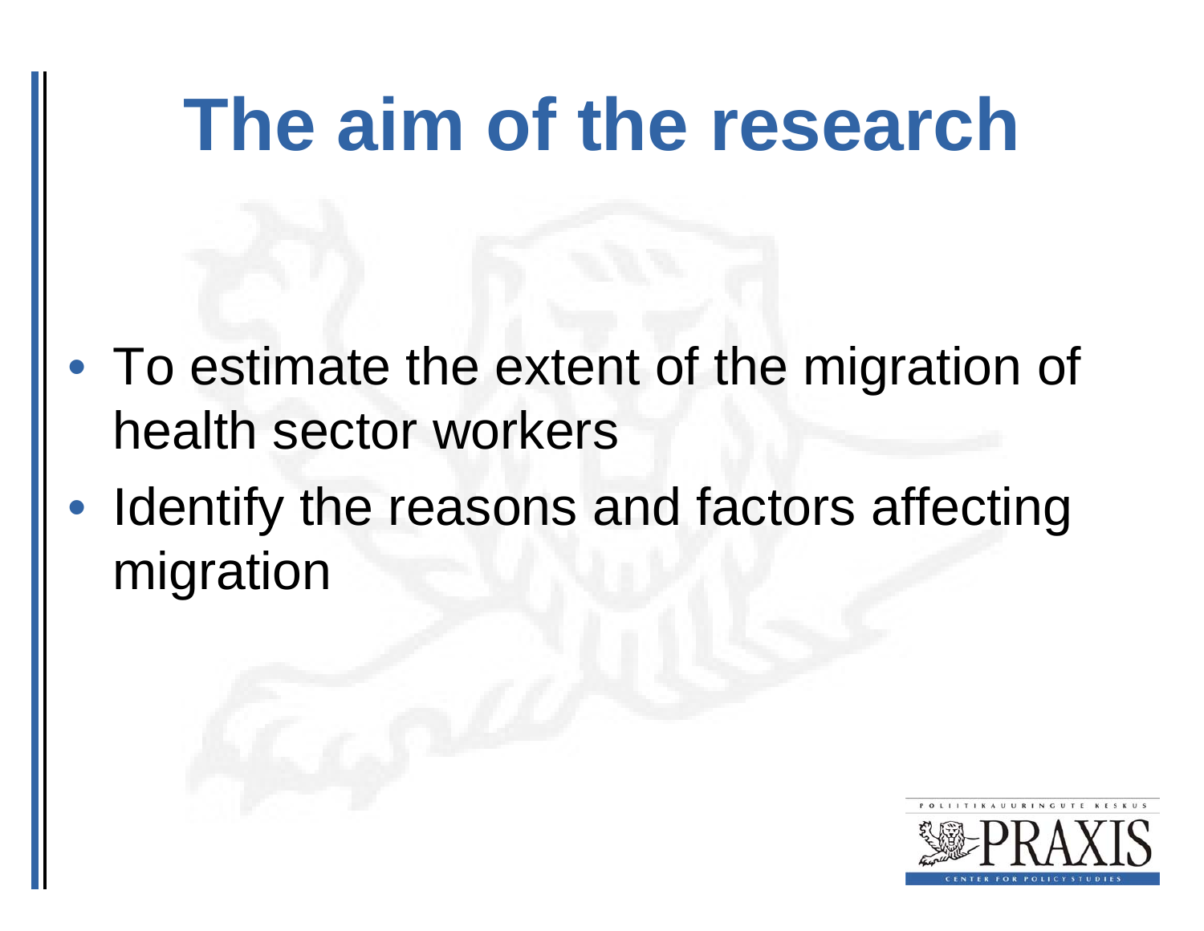# The aim of the research

- To estimate the extent of the migration of health sector workers
- Identify the reasons and factors affecting migration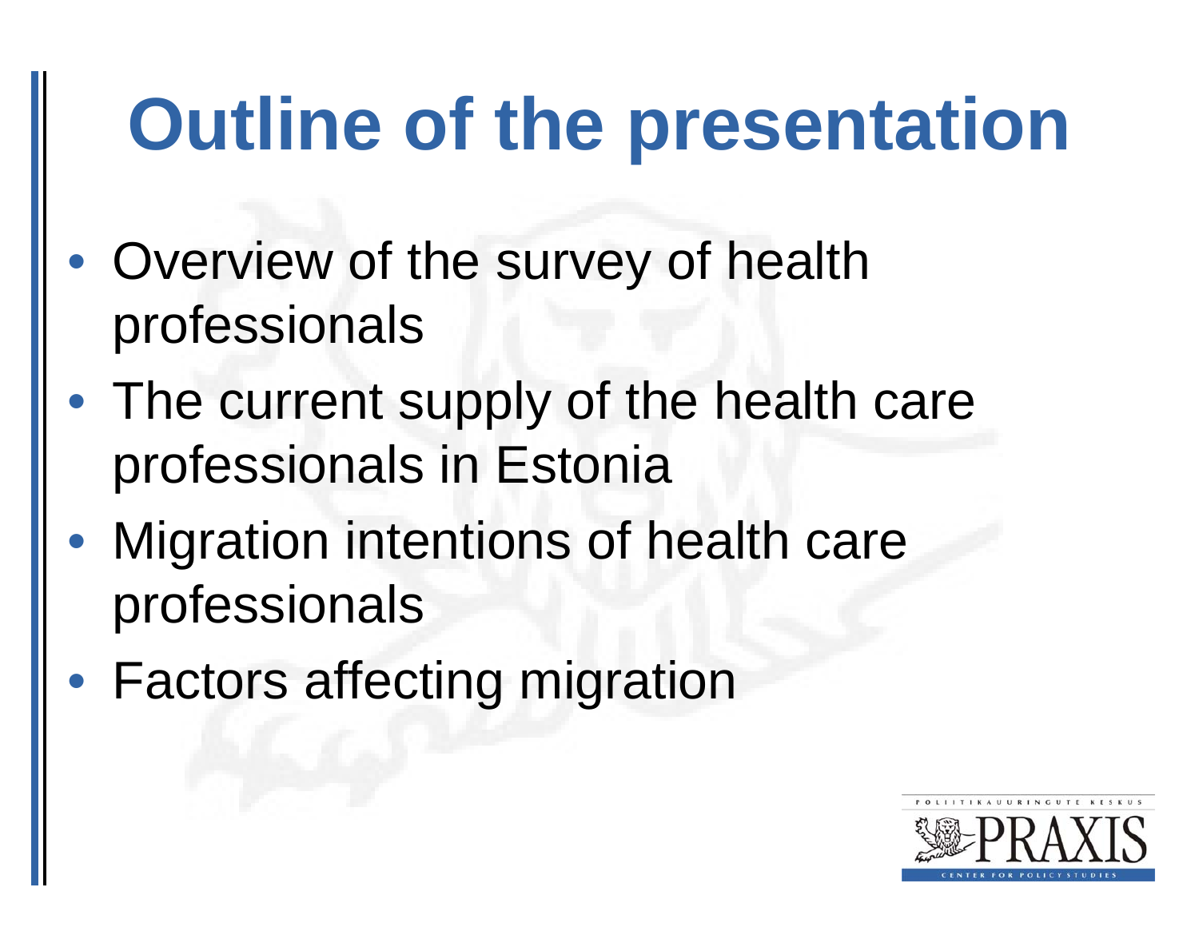# Outline of the presentation

- Overview of the survey of health professionals
- The current supply of the health care professionals in Estonia
- Migration intentions of health care professionals
- Factors affecting migration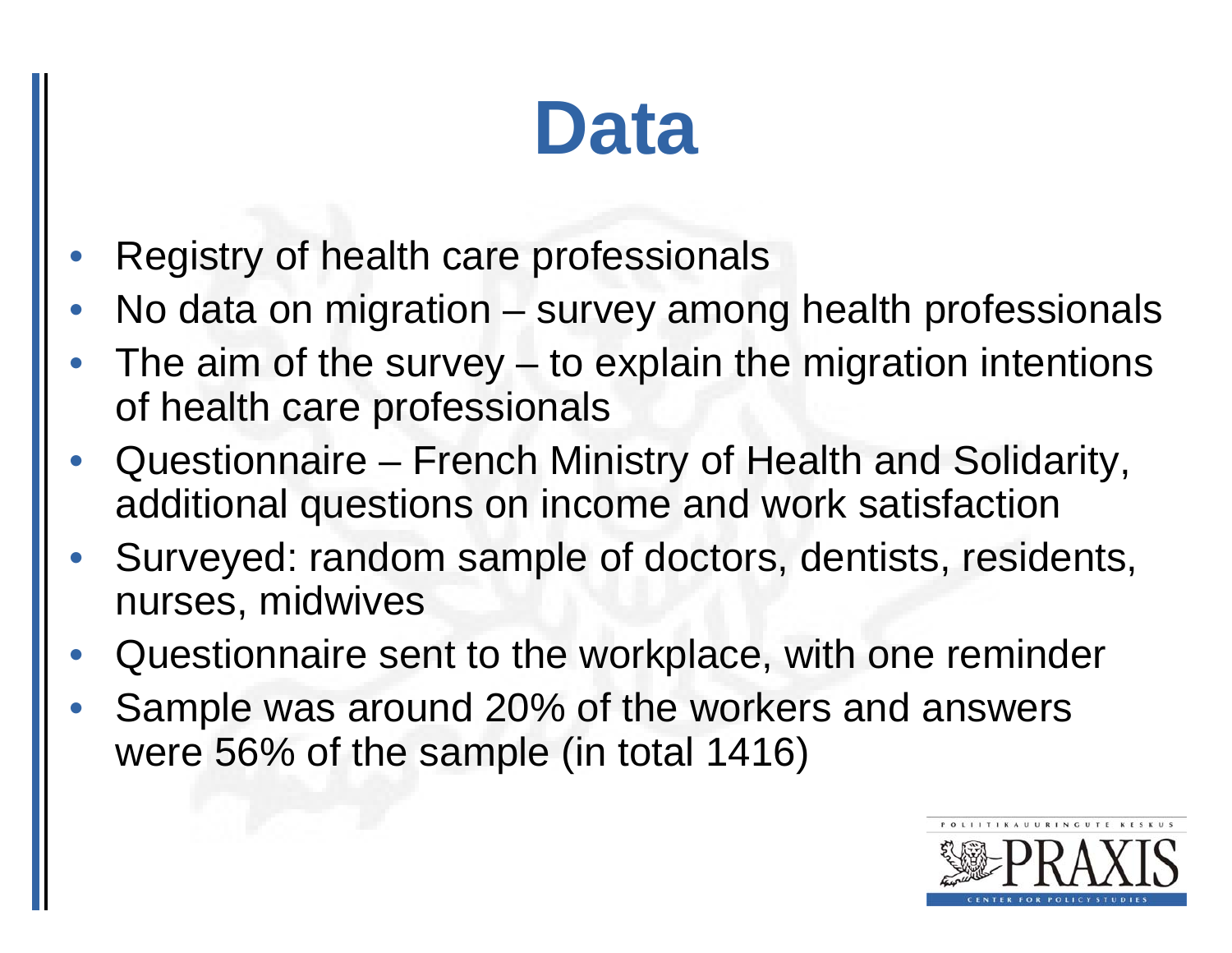# Data

- Registry of health care professionals
- No data on migration – survey among health professionals
- The aim of the survey – to explain the migration intentions of health care professionals
- Questionnaire – French Ministry of Health and Solidarity, additional questions on income and work satisfaction
- Surveyed: random sample of doctors, dentists, residents, nurses, midwives
- Questionnaire sent to the workplace, with one reminder
- Sample was around 20% of the workers and answers were 56% of the sample (in total 1416)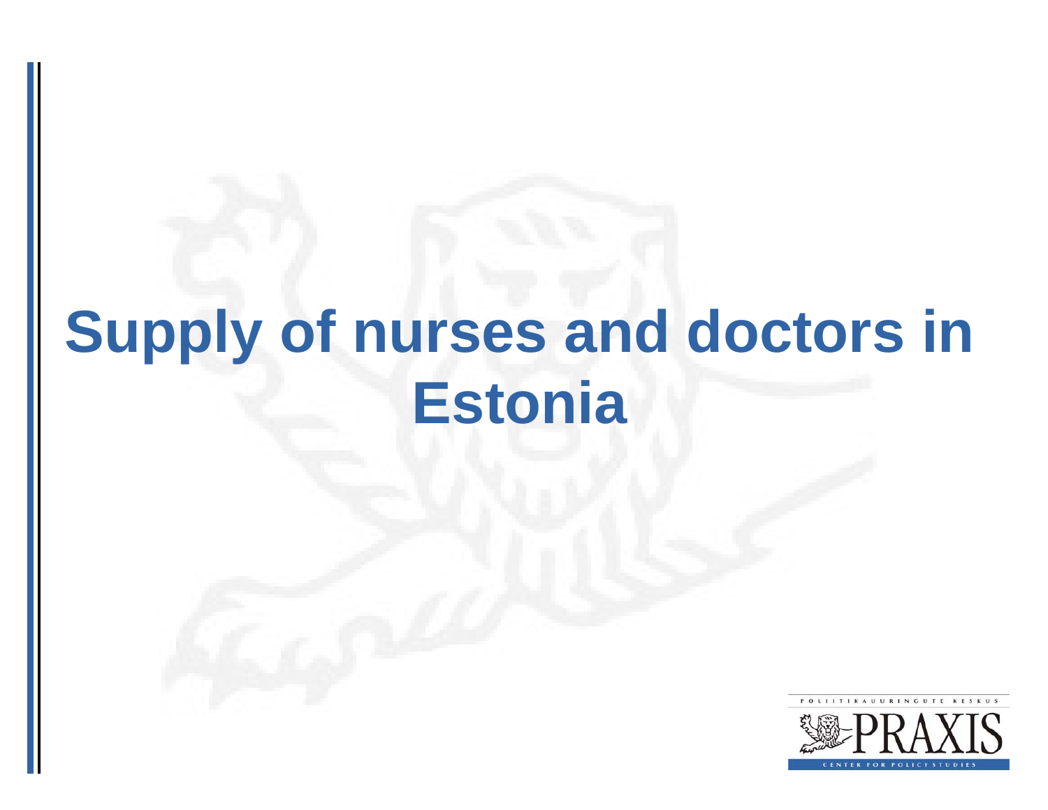# Supply of nurses and doctors in Estonia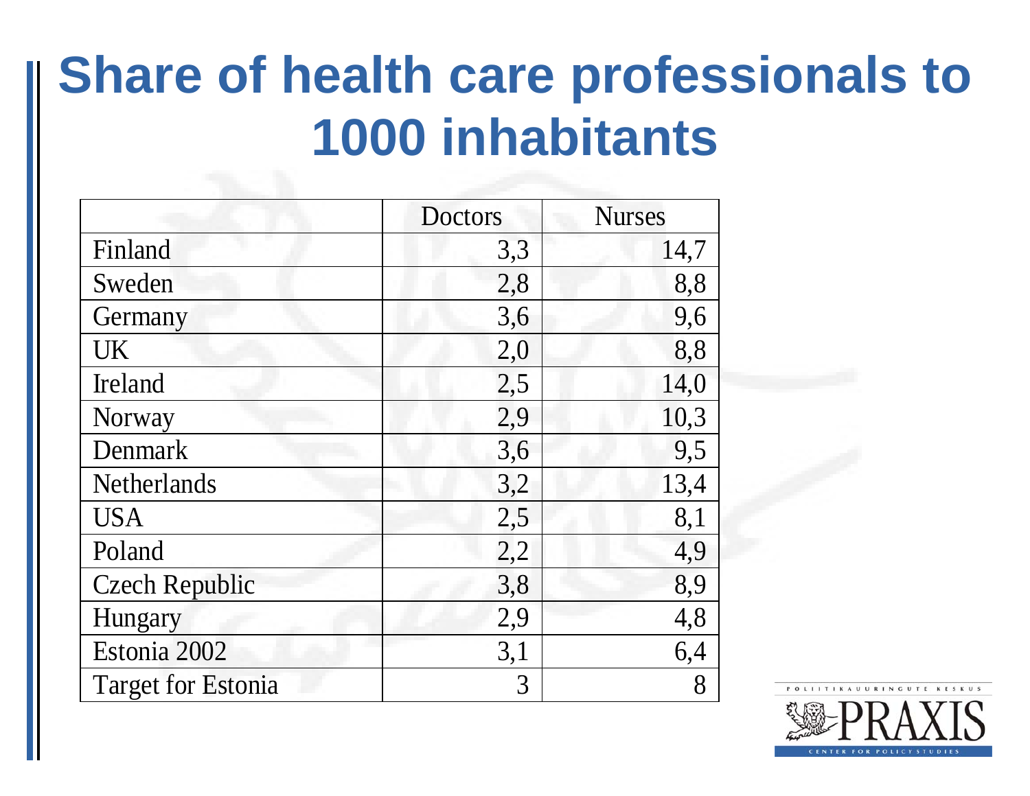# Share of health care professionals to 1000 inhabitants

| | Doctors | Nurses |
|---|---|---|
| Finland | 3,3 | 14,7 |
| Sweden | 2,8 | 8,8 |
| Germany | 3,6 | 9,6 |
| UK | 2,0 | 8,8 |
| Ireland | 2,5 | 14,0 |
| Norway | 2,9 | 10,3 |
| Denmark | 3,6 | 9,5 |
| Netherlands | 3,2 | 13,4 |
| USA | 2,5 | 8,1 |
| Poland | 2,2 | 4,9 |
| Czech Republic | 3,8 | 8,9 |
| Hungary | 2,9 | 4,8 |
| Estonia 2002 | 3,1 | 6,4 |
| Target for Estonia | 3 | 8 |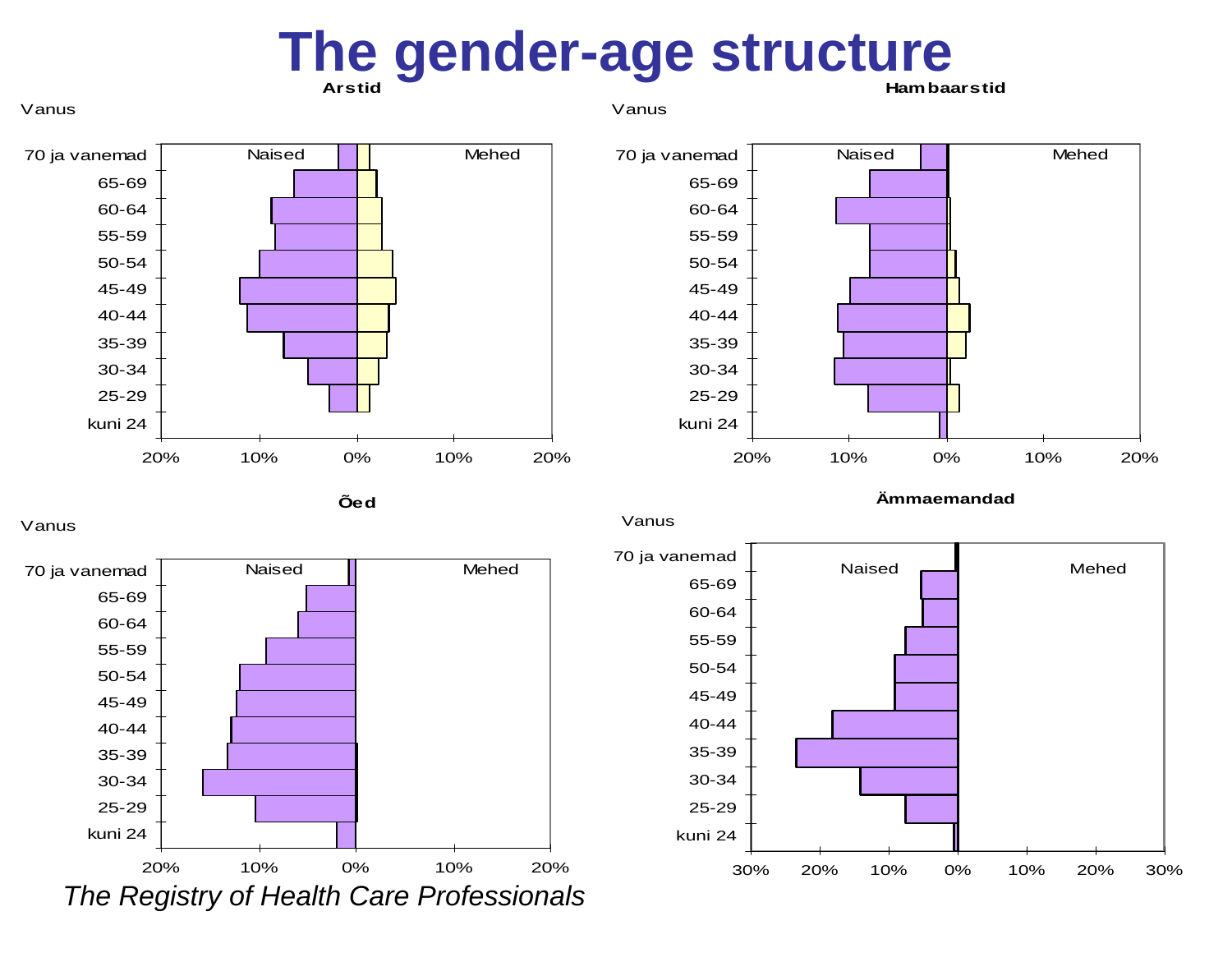# The gender-age structure

**Arstid**

Vanus

70 ja vanemad, 65-69, 60-64, 55-59, 50-54, 45-49, 40-44, 35-39, 30-34, 25-29, kuni 24

Naised | Mehed

20% 10% 0% 10% 20%

**Hambaarstid**

Vanus

70 ja vanemad, 65-69, 60-64, 55-59, 50-54, 45-49, 40-44, 35-39, 30-34, 25-29, kuni 24

Naised | Mehed

20% 10% 0% 10% 20%

**Õed**

Vanus

70 ja vanemad, 65-69, 60-64, 55-59, 50-54, 45-49, 40-44, 35-39, 30-34, 25-29, kuni 24

Naised | Mehed

20% 10% 0% 10% 20%

**Ämmaemandad**

Vanus

70 ja vanemad, 65-69, 60-64, 55-59, 50-54, 45-49, 40-44, 35-39, 30-34, 25-29, kuni 24

Naised | Mehed

30% 20% 10% 0% 10% 20% 30%

*The Registry of Health Care Professionals*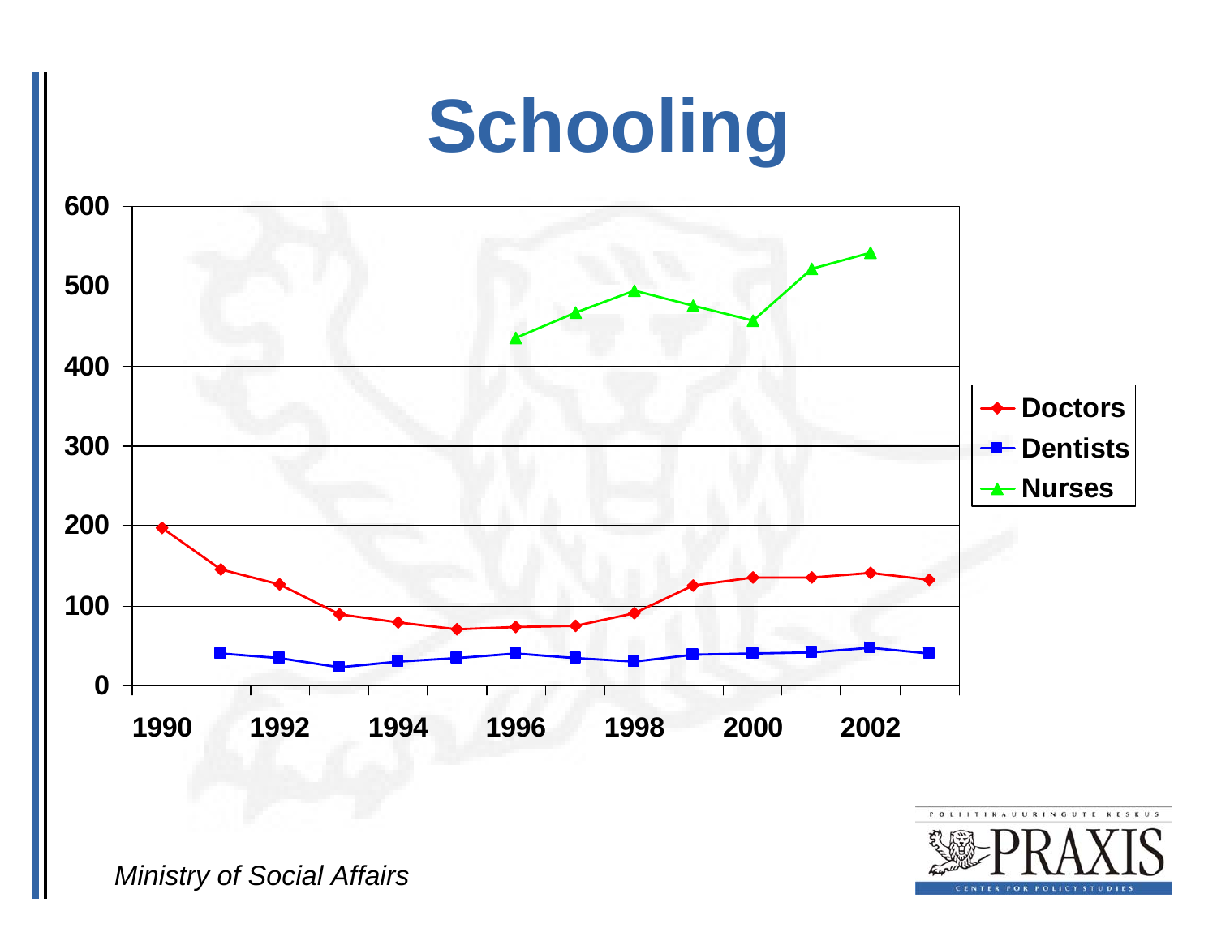# Schooling

| Year | Doctors | Dentists | Nurses |
|---|---|---|---|
| 1990 | 198 | | |
| 1991 | 146 | 41 | |
| 1992 | 127 | 36 | |
| 1993 | 90 | 24 | |
| 1994 | 80 | 31 | |
| 1995 | 71 | 36 | |
| 1996 | 74 | 41 | 435 |
| 1997 | 75 | 36 | 467 |
| 1998 | 91 | 31 | 494 |
| 1999 | 126 | 40 | 475 |
| 2000 | 136 | 41 | 457 |
| 2001 | 136 | 43 | 522 |
| 2002 | 142 | 48 | 541 |
| 2003 | 133 | 41 | |

*Ministry of Social Affairs*

POLIITIKAUURINGUTE KESKUS PRAXIS CENTER FOR POLICY STUDIES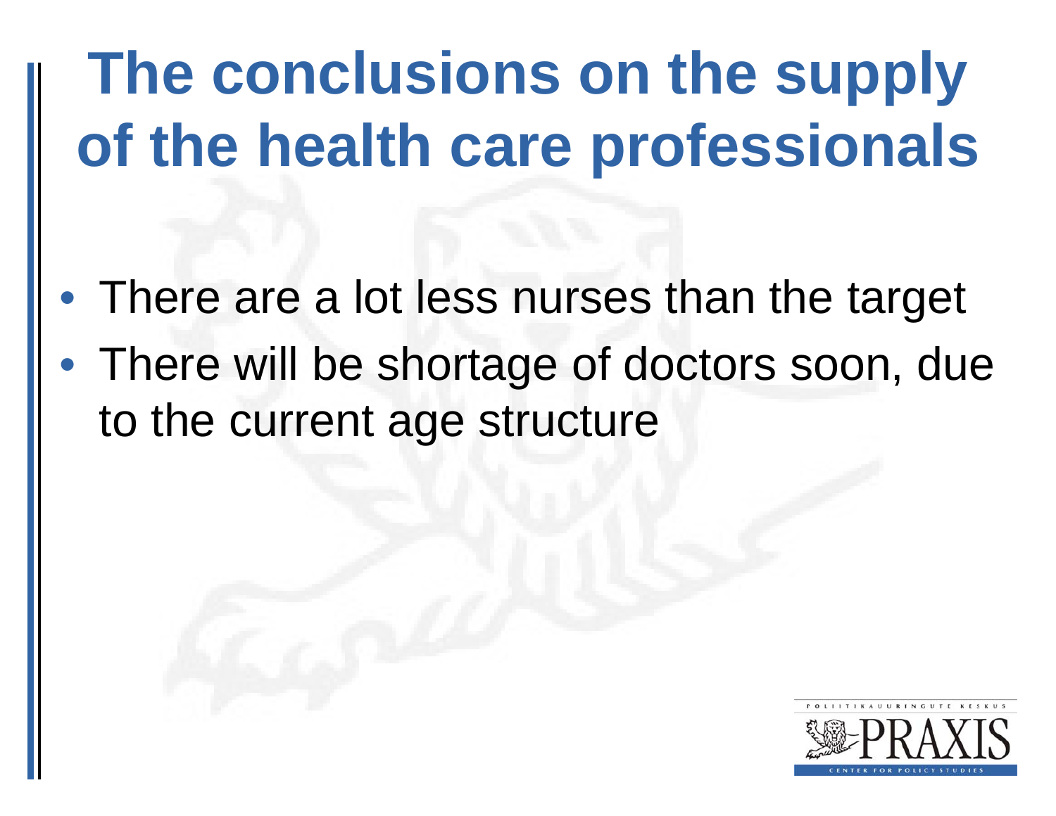# The conclusions on the supply of the health care professionals

- There are a lot less nurses than the target
- There will be shortage of doctors soon, due to the current age structure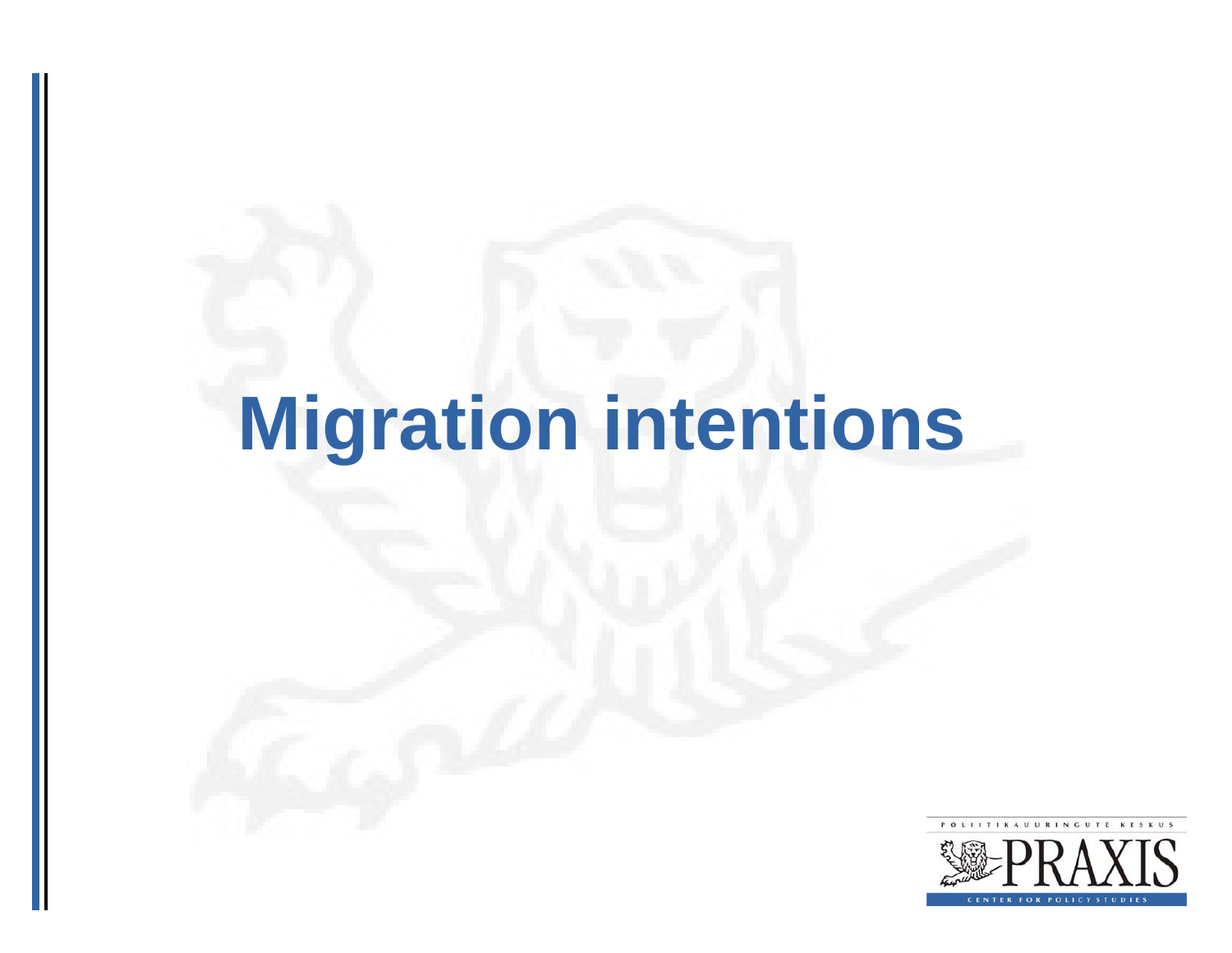# Migration intentions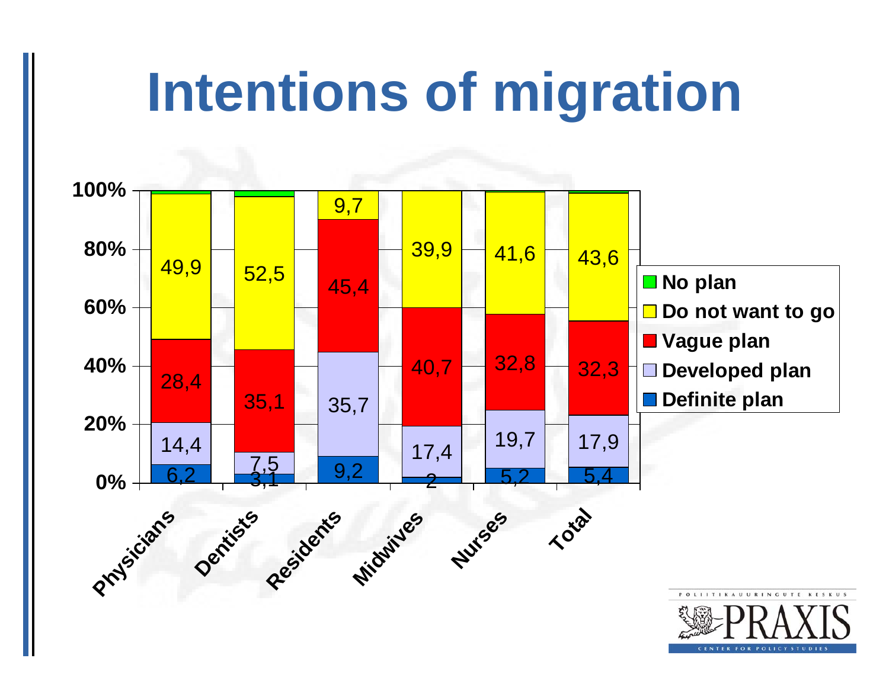# Intentions of migration

| | Physicians | Dentists | Residents | Midwives | Nurses | Total |
|---|---|---|---|---|---|---|
| Definite plan | 6,2 | 3,1 | 9,2 | 2 | 5,2 | 5,4 |
| Developed plan | 14,4 | 7,5 | 35,7 | 17,4 | 19,7 | 17,9 |
| Vague plan | 28,4 | 35,1 | 45,4 | 40,7 | 32,8 | 32,3 |
| Do not want to go | 49,9 | 52,5 | 9,7 | 39,9 | 41,6 | 43,6 |
| No plan | | | | | | |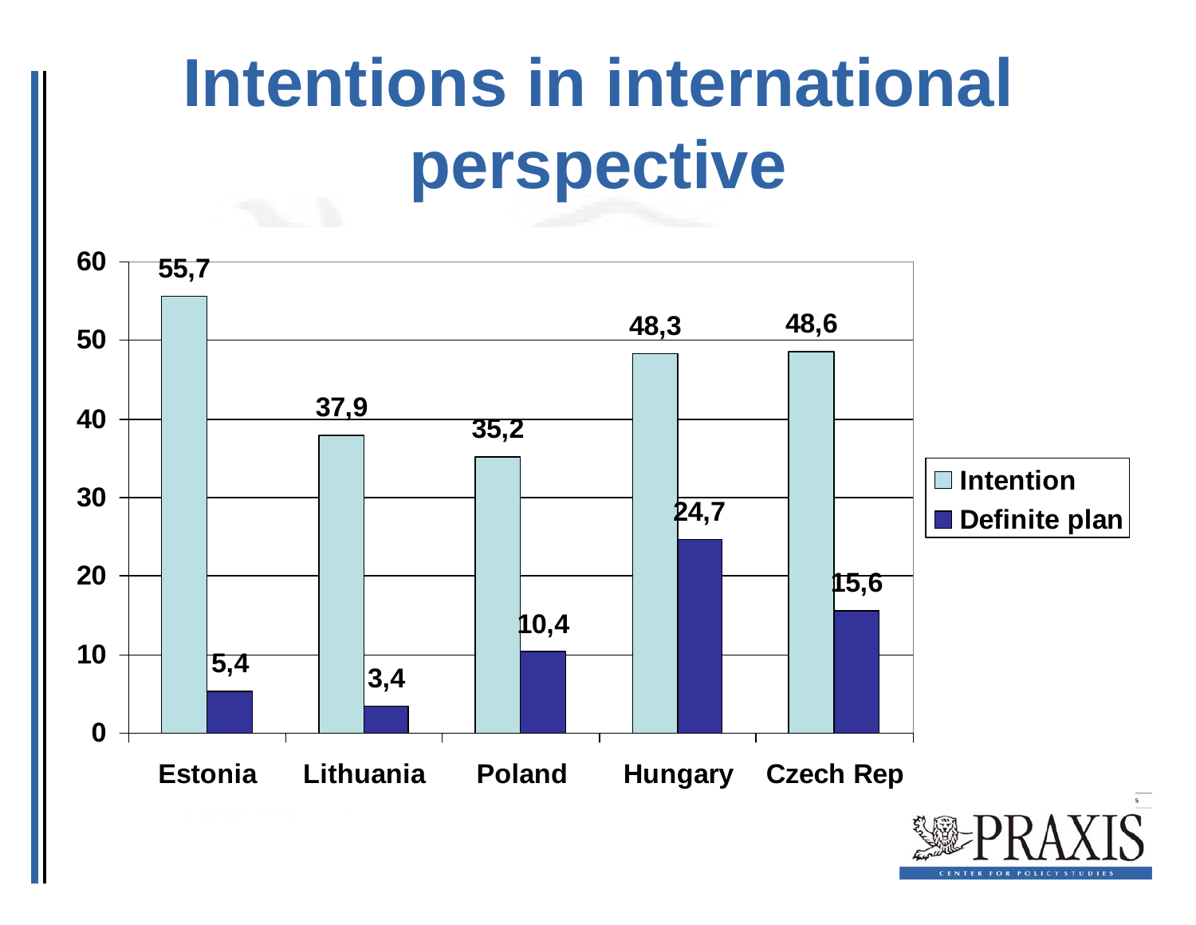# Intentions in international perspective

| | Intention | Definite plan |
|---|---|---|
| Estonia | 55,7 | 5,4 |
| Lithuania | 37,9 | 3,4 |
| Poland | 35,2 | 10,4 |
| Hungary | 48,3 | 24,7 |
| Czech Rep | 48,6 | 15,6 |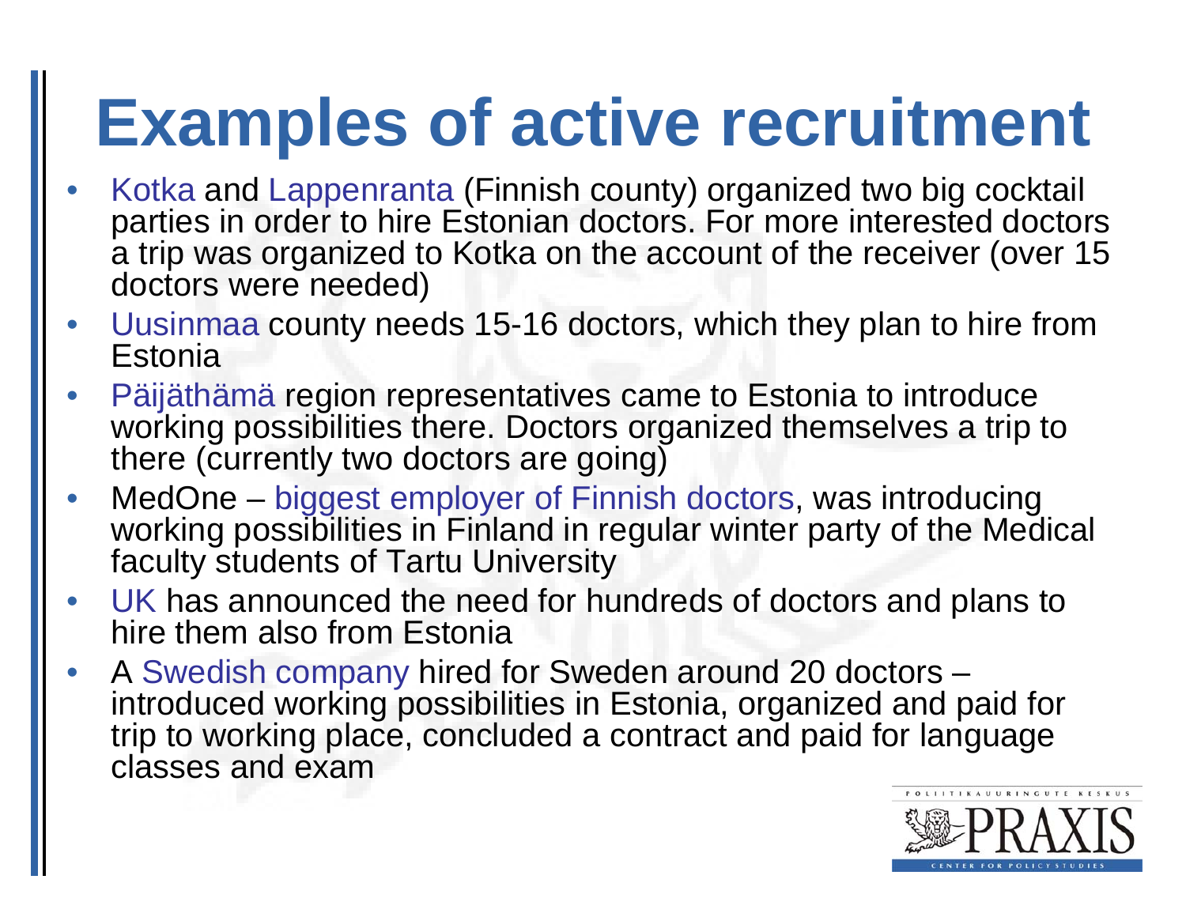# Examples of active recruitment

- Kotka and Lappenranta (Finnish county) organized two big cocktail parties in order to hire Estonian doctors. For more interested doctors a trip was organized to Kotka on the account of the receiver (over 15 doctors were needed)
- Uusinmaa county needs 15-16 doctors, which they plan to hire from Estonia
- Päijäthämä region representatives came to Estonia to introduce working possibilities there. Doctors organized themselves a trip to there (currently two doctors are going)
- MedOne – biggest employer of Finnish doctors, was introducing working possibilities in Finland in regular winter party of the Medical faculty students of Tartu University
- UK has announced the need for hundreds of doctors and plans to hire them also from Estonia
- A Swedish company hired for Sweden around 20 doctors – introduced working possibilities in Estonia, organized and paid for trip to working place, concluded a contract and paid for language classes and exam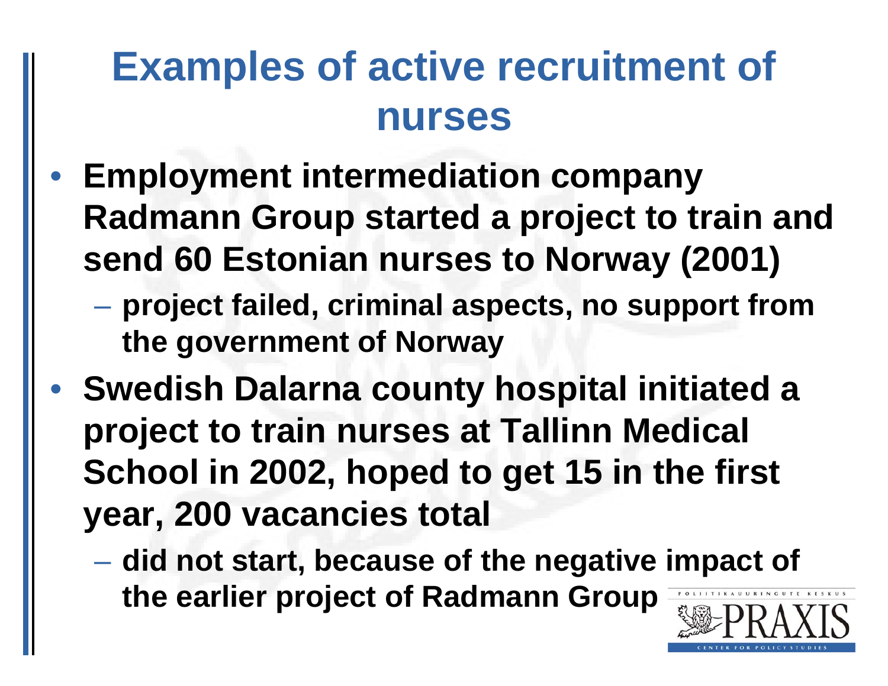# Examples of active recruitment of nurses

- Employment intermediation company Radmann Group started a project to train and send 60 Estonian nurses to Norway (2001)
  - project failed, criminal aspects, no support from the government of Norway
- Swedish Dalarna county hospital initiated a project to train nurses at Tallinn Medical School in 2002, hoped to get 15 in the first year, 200 vacancies total
  - did not start, because of the negative impact of the earlier project of Radmann Group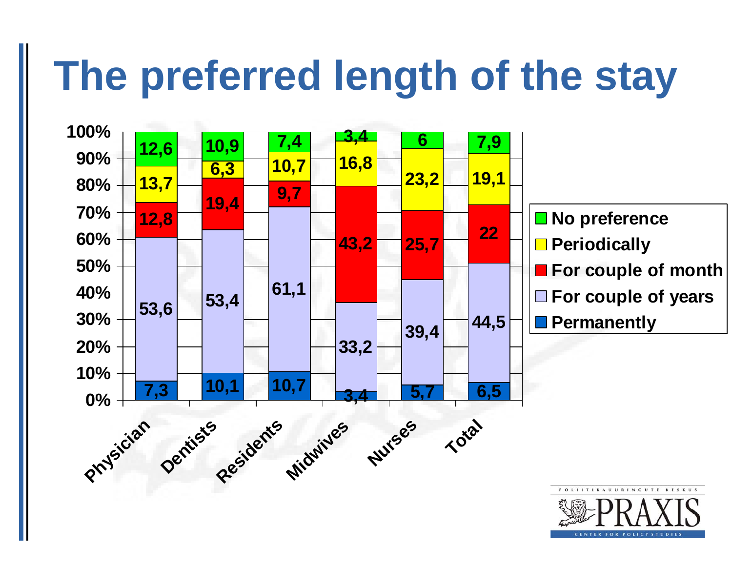# The preferred length of the stay

| | Physician | Dentists | Residents | Midwives | Nurses | Total |
|---|---|---|---|---|---|---|
| No preference | 12,6 | 10,9 | 7,4 | 3,4 | 6 | 7,9 |
| Periodically | 13,7 | 6,3 | 10,7 | 16,8 | 23,2 | 19,1 |
| For couple of month | 12,8 | 19,4 | 9,7 | 43,2 | 25,7 | 22 |
| For couple of years | 53,6 | 53,4 | 61,1 | 33,2 | 39,4 | 44,5 |
| Permanently | 7,3 | 10,1 | 10,7 | 3,4 | 5,7 | 6,5 |

POLIITIKAUURINGUTE KESKUS PRAXIS CENTER FOR POLICY STUDIES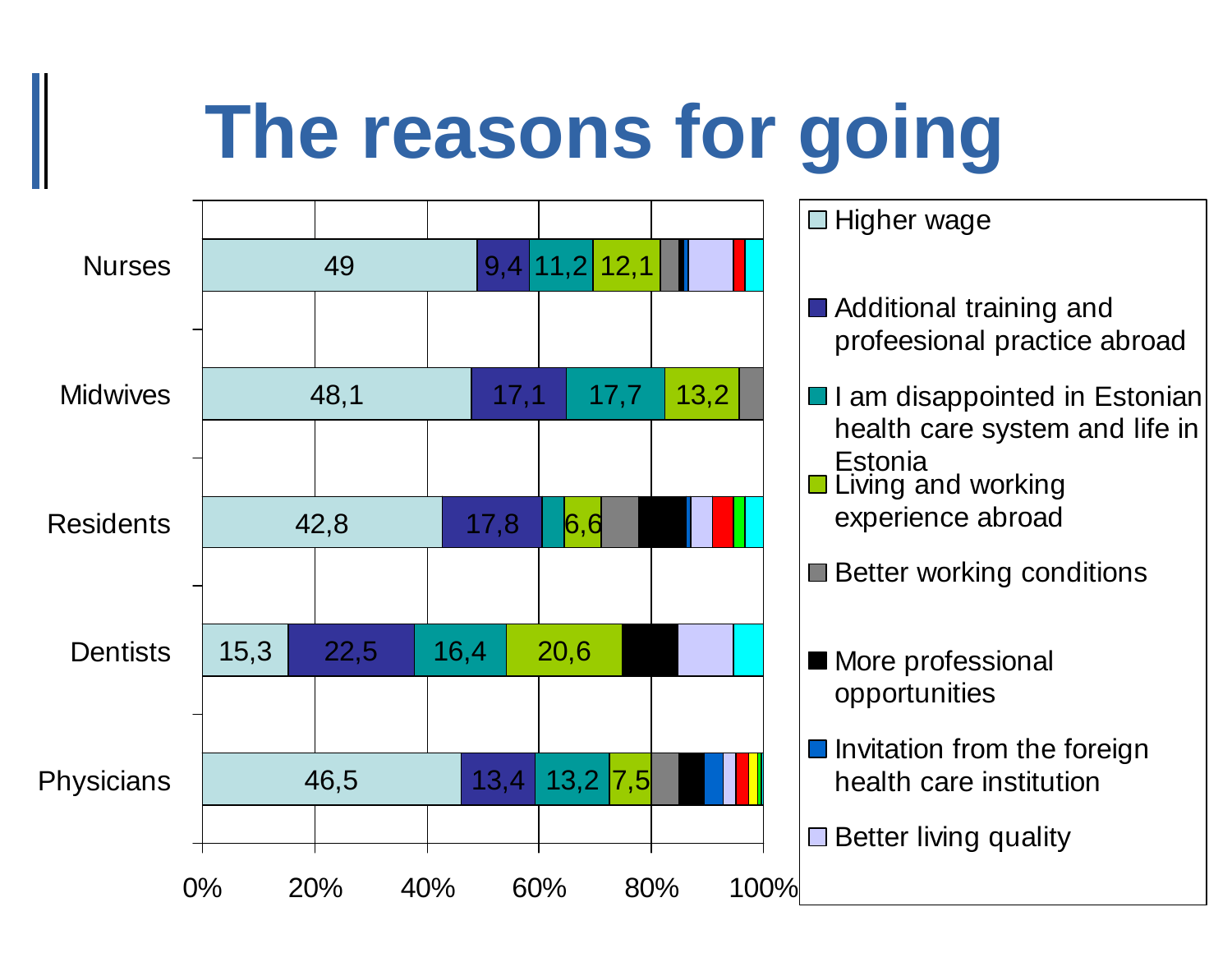# The reasons for going

| | Higher wage | Additional training and profeesional practice abroad | I am disappointed in Estonian health care system and life in Estonia | Living and working experience abroad |
|---|---|---|---|---|
| Nurses | 49 | 9,4 | 11,2 | 12,1 |
| Midwives | 48,1 | 17,1 | 17,7 | 13,2 |
| Residents | 42,8 | 17,8 | | 6,6 |
| Dentists | 15,3 | 22,5 | 16,4 | 20,6 |
| Physicians | 46,5 | 13,4 | 13,2 | 7,5 |

Legend:
- Higher wage
- Additional training and profeesional practice abroad
- I am disappointed in Estonian health care system and life in Estonia
- Living and working experience abroad
- Better working conditions
- More professional opportunities
- Invitation from the foreign health care institution
- Better living quality

0% 20% 40% 60% 80% 100%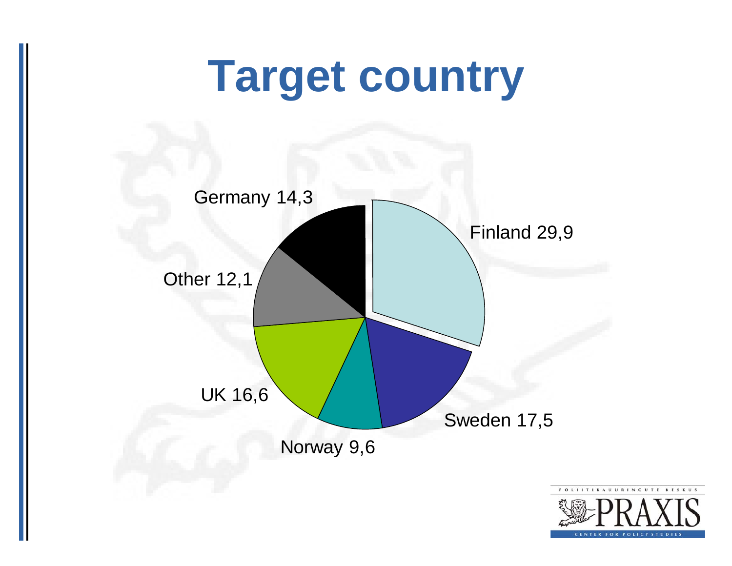# Target country

Germany 14,3

Finland 29,9

Other 12,1

UK 16,6

Sweden 17,5

Norway 9,6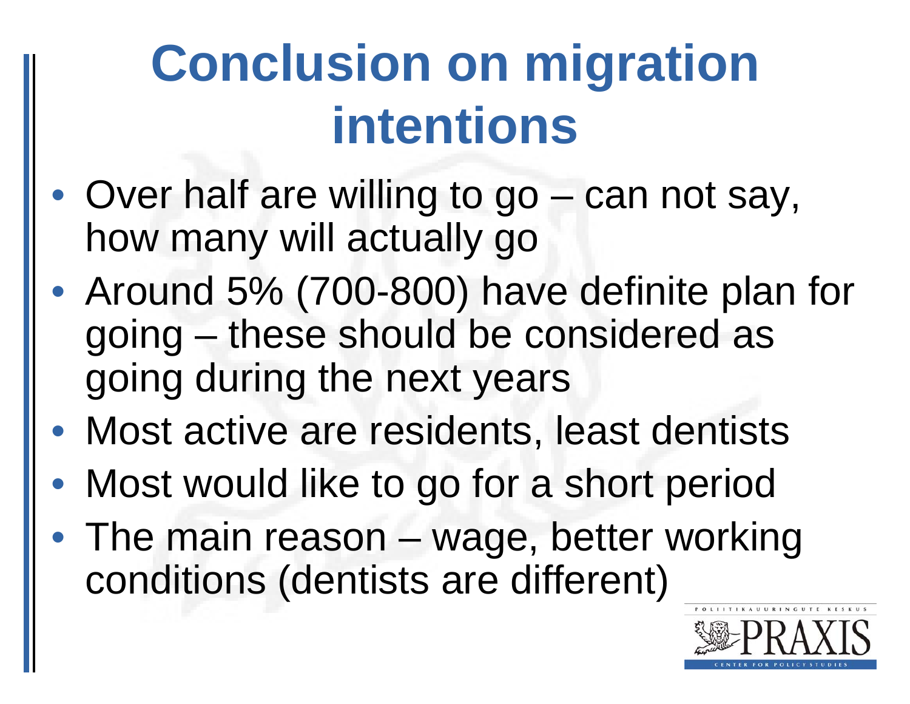# Conclusion on migration intentions

- Over half are willing to go – can not say, how many will actually go
- Around 5% (700-800) have definite plan for going – these should be considered as going during the next years
- Most active are residents, least dentists
- Most would like to go for a short period
- The main reason – wage, better working conditions (dentists are different)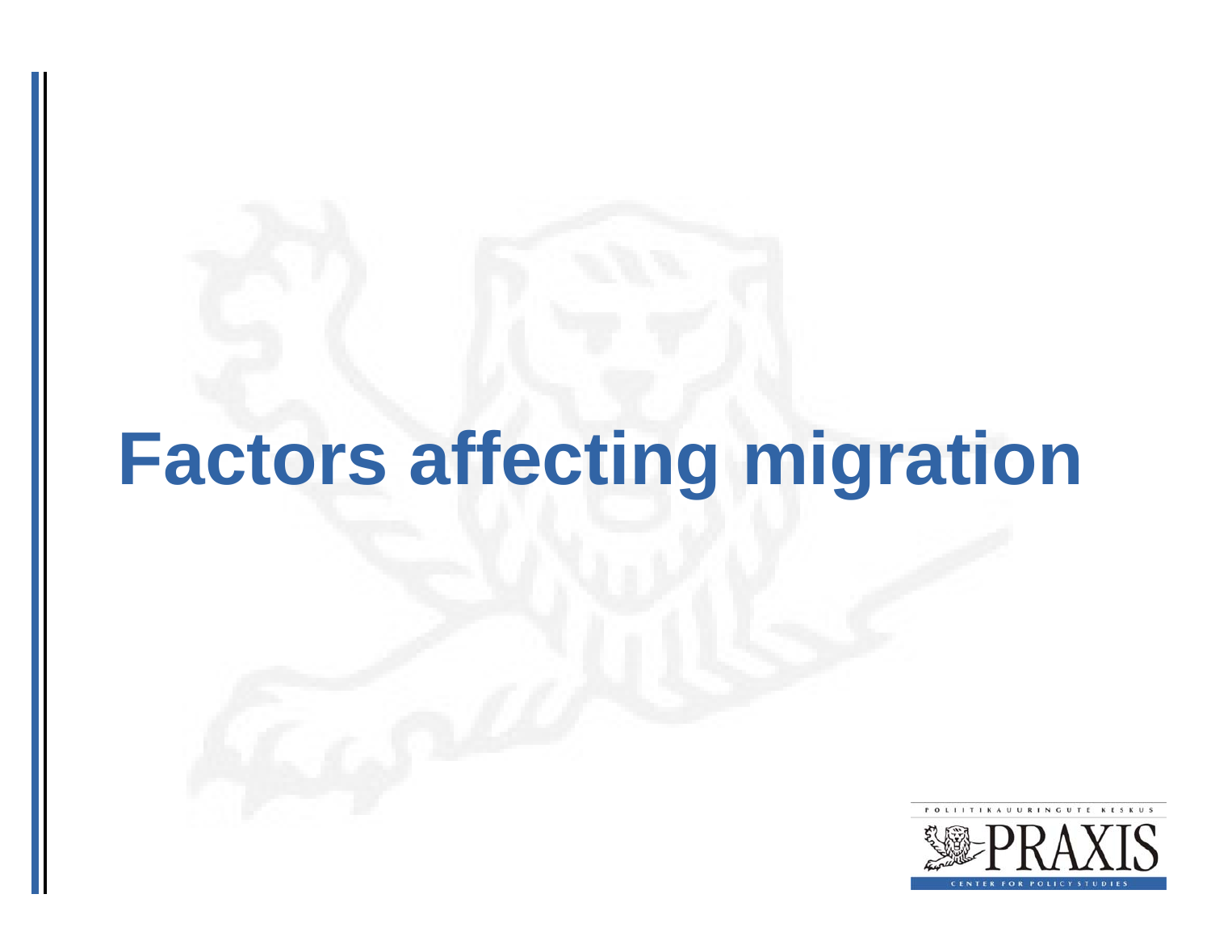# Factors affecting migration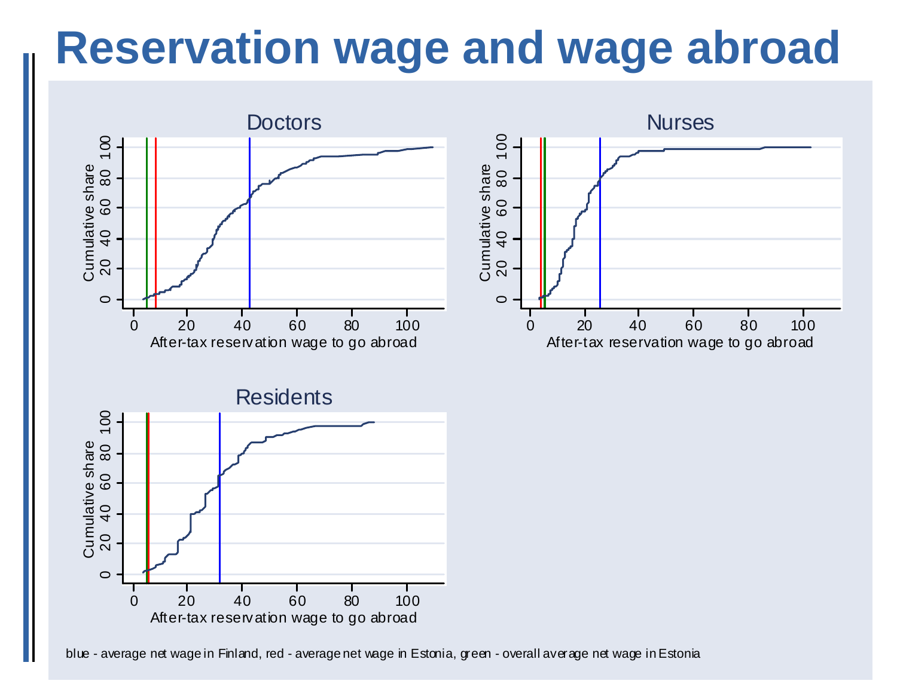# Reservation wage and wage abroad

blue - average net wage in Finland, red - average net wage in Estonia, green - overall average net wage in Estonia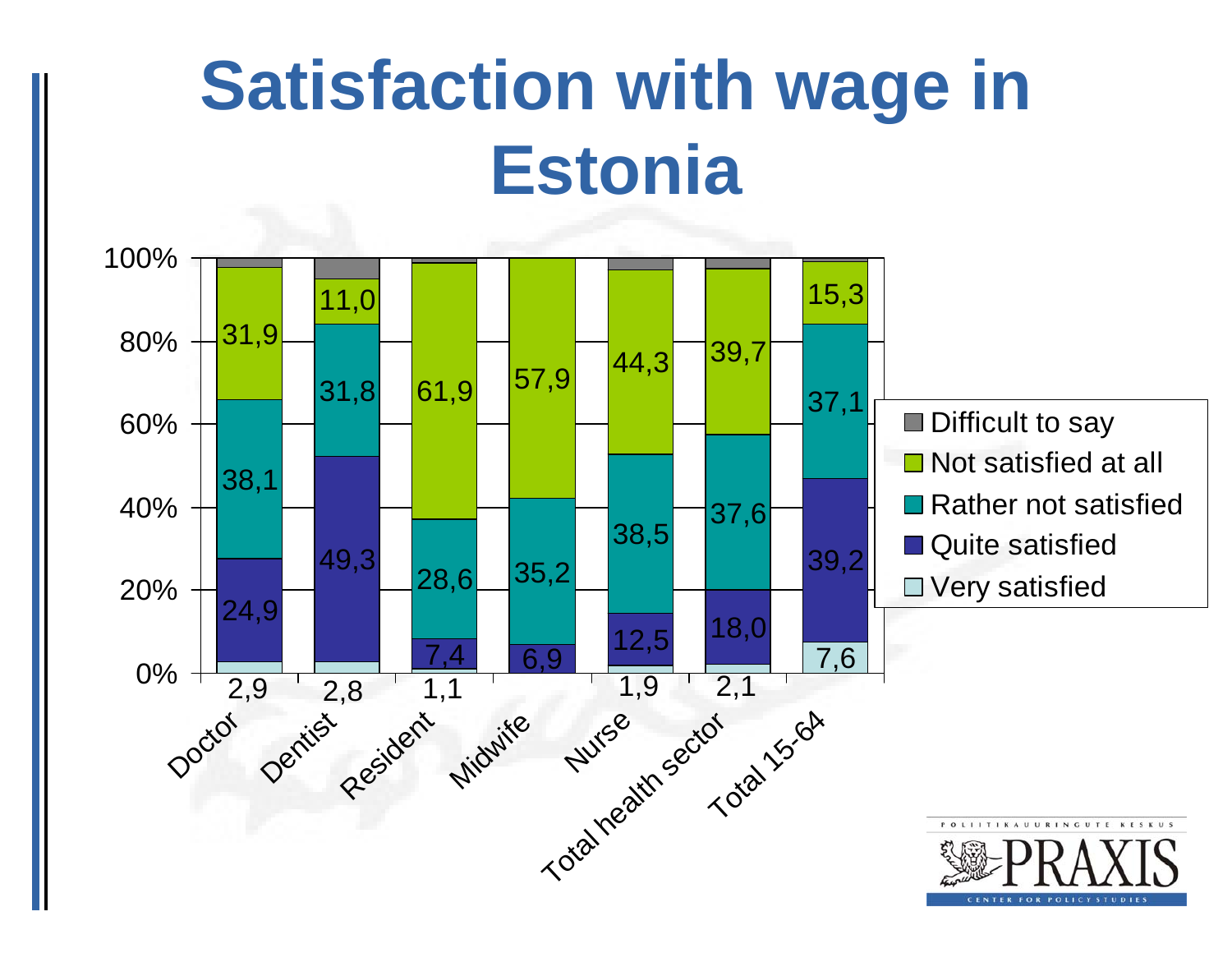# Satisfaction with wage in Estonia

| | Doctor | Dentist | Resident | Midwife | Nurse | Total health sector | Total 15-64 |
|---|---|---|---|---|---|---|---|
| Very satisfied | 2,9 | 2,8 | 1,1 | | 1,9 | 2,1 | 7,6 |
| Quite satisfied | 24,9 | 49,3 | 7,4 | 6,9 | 12,5 | 18,0 | 39,2 |
| Rather not satisfied | 38,1 | 31,8 | 28,6 | 35,2 | 38,5 | 37,6 | 37,1 |
| Not satisfied at all | 31,9 | 11,0 | 61,9 | 57,9 | 44,3 | 39,7 | 15,3 |
| Difficult to say | | | | | | | |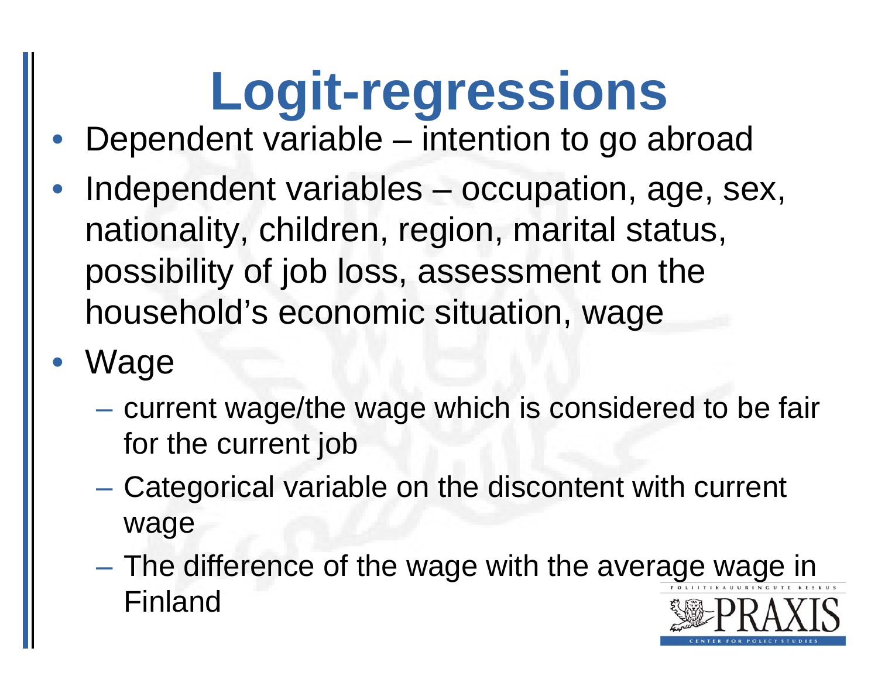# Logit-regressions

- Dependent variable – intention to go abroad
- Independent variables – occupation, age, sex, nationality, children, region, marital status, possibility of job loss, assessment on the household's economic situation, wage
- Wage
  - current wage/the wage which is considered to be fair for the current job
  - Categorical variable on the discontent with current wage
  - The difference of the wage with the average wage in Finland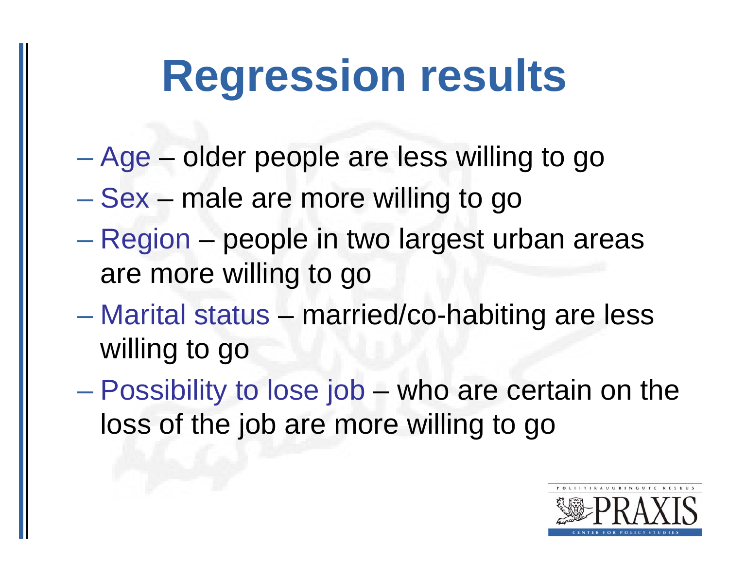# Regression results

- Age – older people are less willing to go
- Sex – male are more willing to go
- Region – people in two largest urban areas are more willing to go
- Marital status – married/co-habiting are less willing to go
- Possibility to lose job – who are certain on the loss of the job are more willing to go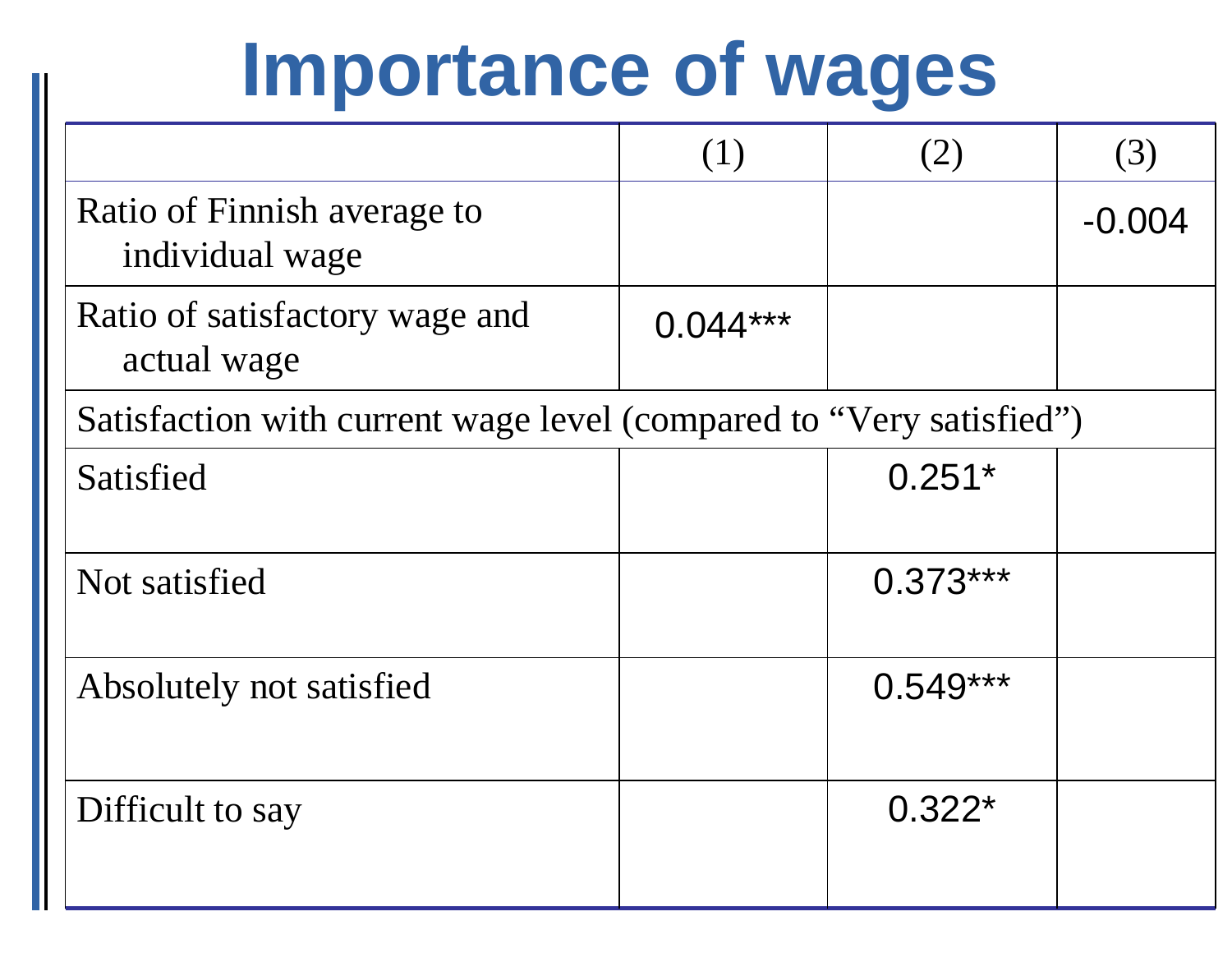# Importance of wages

| | (1) | (2) | (3) |
|---|---|---|---|
| Ratio of Finnish average to individual wage | | | -0.004 |
| Ratio of satisfactory wage and actual wage | 0.044*** | | |
| Satisfaction with current wage level (compared to "Very satisfied") | | | |
| Satisfied | | 0.251* | |
| Not satisfied | | 0.373*** | |
| Absolutely not satisfied | | 0.549*** | |
| Difficult to say | | 0.322* | |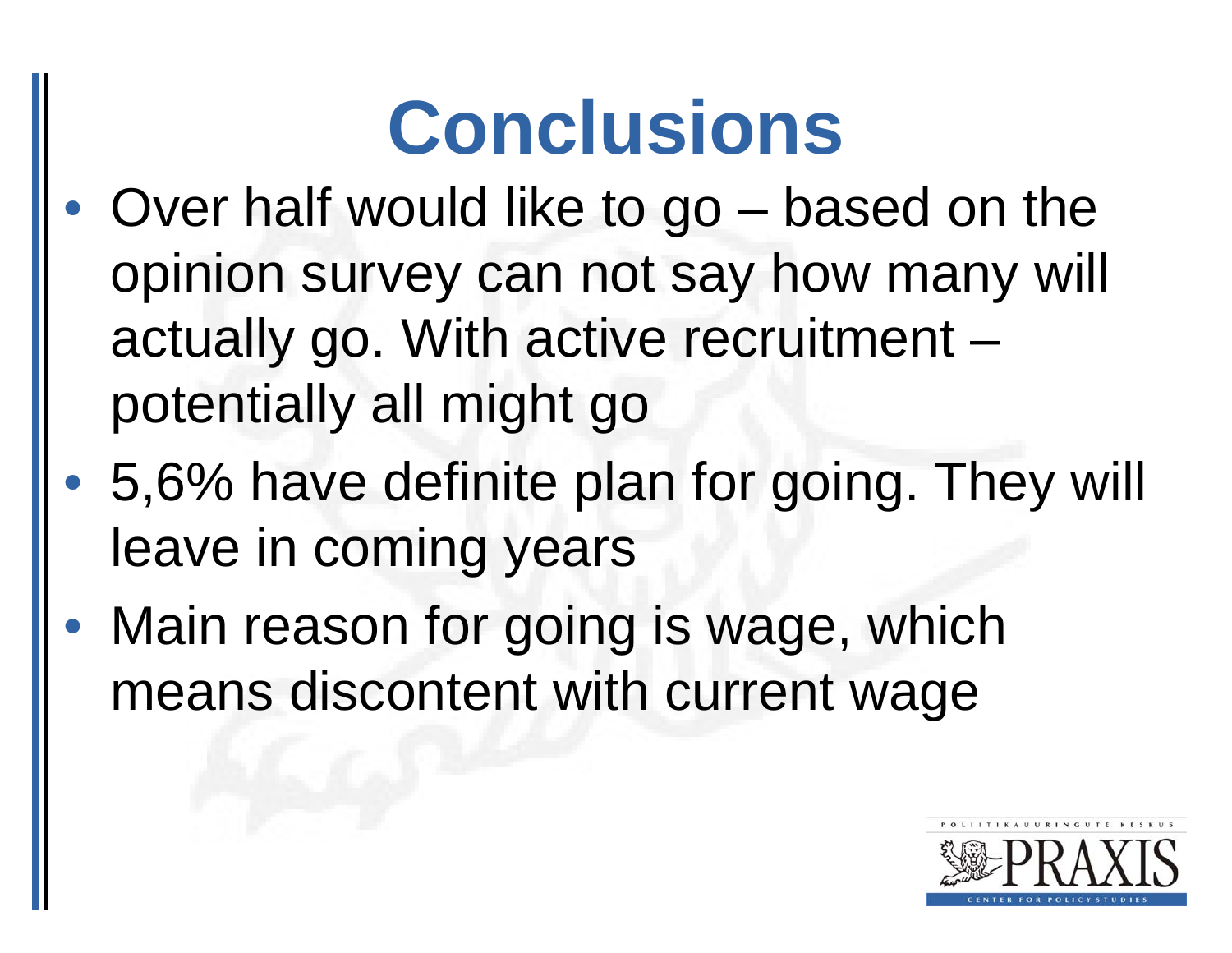# Conclusions

- Over half would like to go – based on the opinion survey can not say how many will actually go. With active recruitment – potentially all might go
- 5,6% have definite plan for going. They will leave in coming years
- Main reason for going is wage, which means discontent with current wage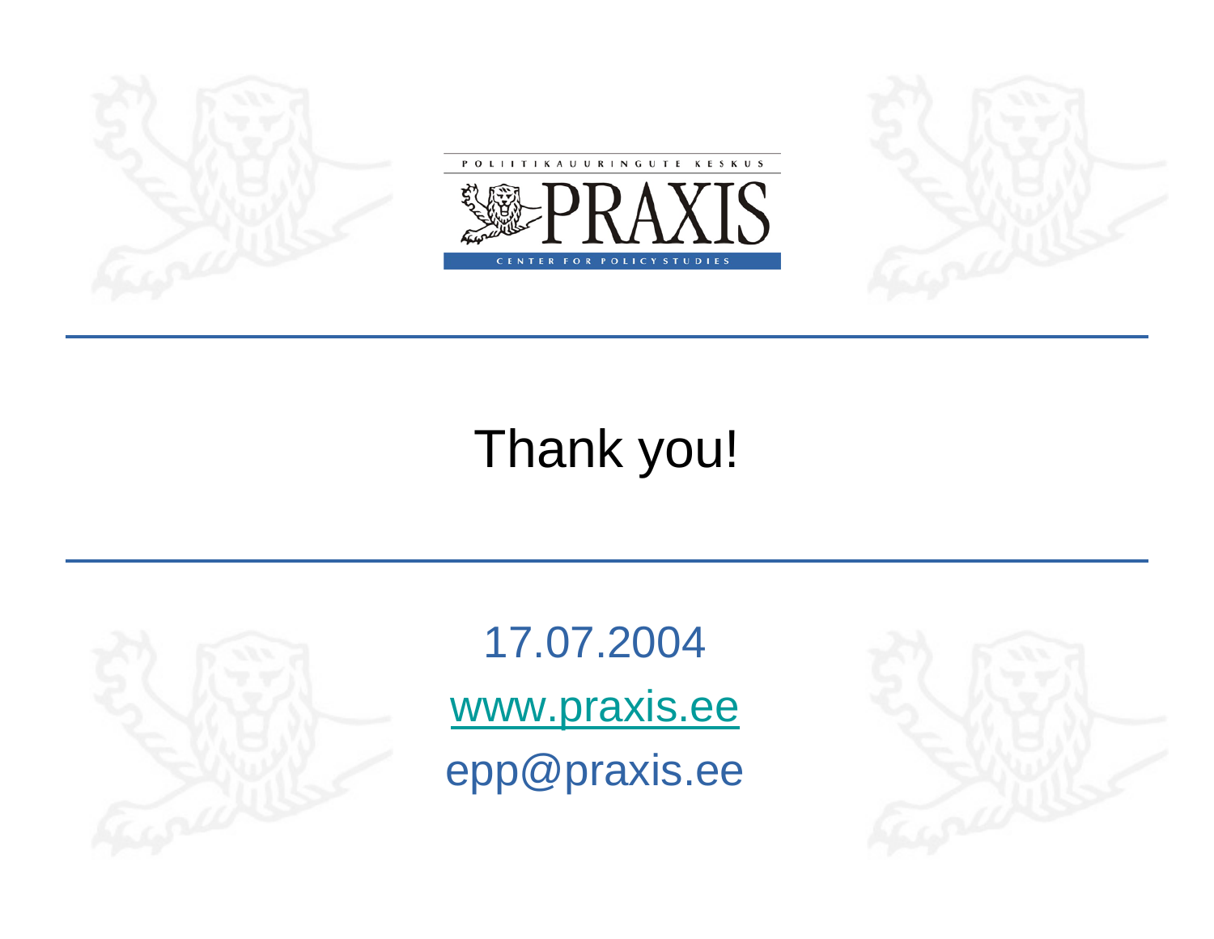POLIITIKAUURINGUTE KESKUS

PRAXIS

CENTER FOR POLICY STUDIES

# Thank you!

17.07.2004

www.praxis.ee

epp@praxis.ee